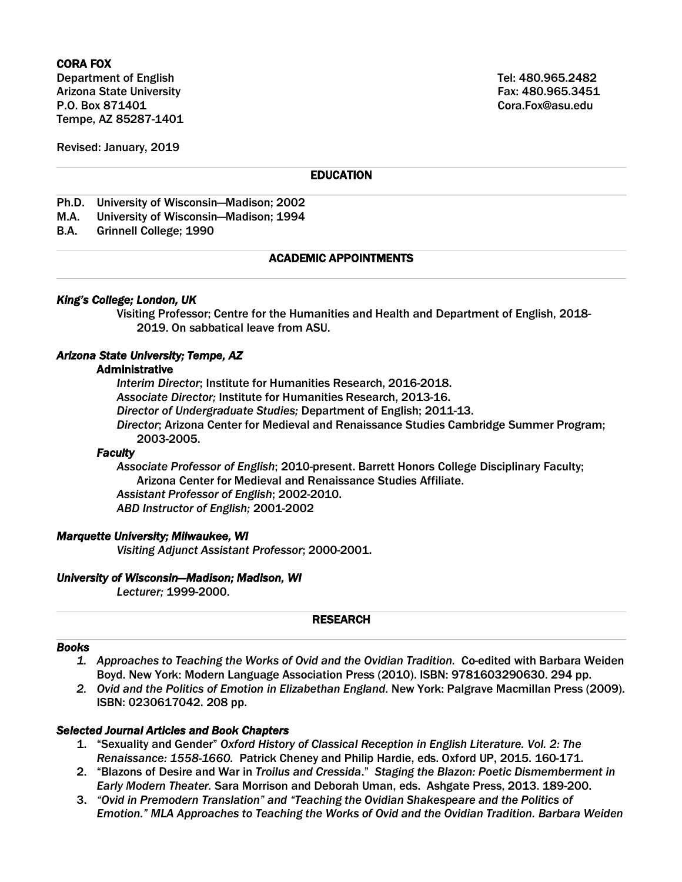**CORA FOX**

Department of English
Arizona State University
P.O. Box 871401
Tempe, AZ 85287-1401

Tel: 480.965.2482
Fax: 480.965.3451
Cora.Fox@asu.edu

Revised: January, 2019

## EDUCATION

Ph.D. University of Wisconsin—Madison; 2002
M.A. University of Wisconsin—Madison; 1994
B.A. Grinnell College; 1990

## ACADEMIC APPOINTMENTS

***King's College; London, UK***

Visiting Professor; Centre for the Humanities and Health and Department of English, 2018-2019. On sabbatical leave from ASU.

***Arizona State University; Tempe, AZ***

**Administrative**

*Interim Director*; Institute for Humanities Research, 2016-2018.
*Associate Director;* Institute for Humanities Research, 2013-16.
*Director of Undergraduate Studies;* Department of English; 2011-13.
*Director*; Arizona Center for Medieval and Renaissance Studies Cambridge Summer Program; 2003-2005.

***Faculty***

*Associate Professor of English*; 2010-present. Barrett Honors College Disciplinary Faculty; Arizona Center for Medieval and Renaissance Studies Affiliate.
*Assistant Professor of English*; 2002-2010.
*ABD Instructor of English;* 2001-2002

***Marquette University; Milwaukee, WI***

*Visiting Adjunct Assistant Professor*; 2000-2001.

***University of Wisconsin—Madison; Madison, WI***

*Lecturer;* 1999-2000.

## RESEARCH

***Books***

1. *Approaches to Teaching the Works of Ovid and the Ovidian Tradition.* Co-edited with Barbara Weiden Boyd. New York: Modern Language Association Press (2010). ISBN: 9781603290630. 294 pp.
2. *Ovid and the Politics of Emotion in Elizabethan England.* New York: Palgrave Macmillan Press (2009). ISBN: 0230617042. 208 pp.

***Selected Journal Articles and Book Chapters***

1. "Sexuality and Gender" *Oxford History of Classical Reception in English Literature. Vol. 2: The Renaissance: 1558-1660.* Patrick Cheney and Philip Hardie, eds. Oxford UP, 2015. 160-171.
2. "Blazons of Desire and War in *Troilus and Cressida*." *Staging the Blazon: Poetic Dismemberment in Early Modern Theater.* Sara Morrison and Deborah Uman, eds. Ashgate Press, 2013. 189-200.
3. *"Ovid in Premodern Translation" and "Teaching the Ovidian Shakespeare and the Politics of Emotion." MLA Approaches to Teaching the Works of Ovid and the Ovidian Tradition. Barbara Weiden*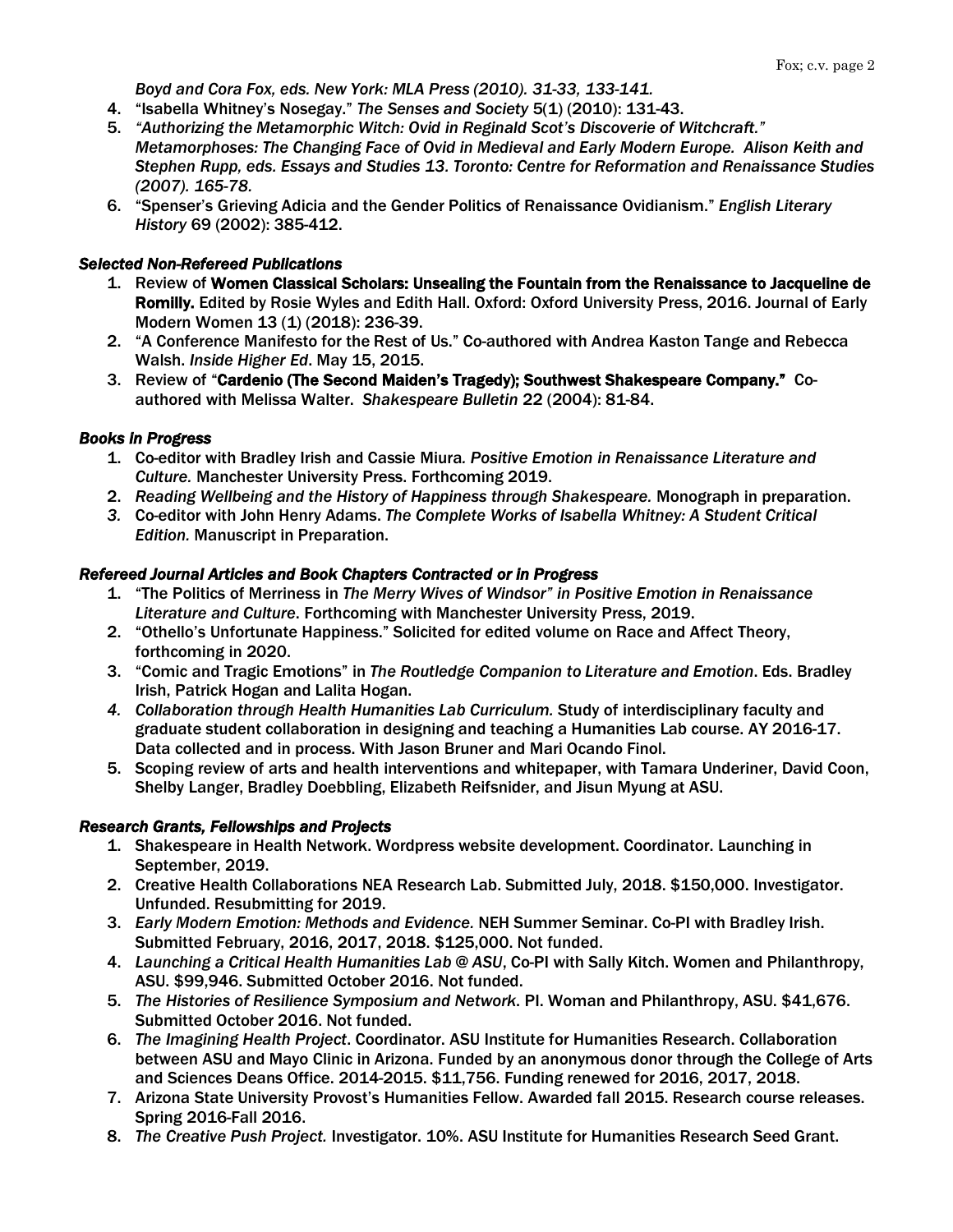*Boyd and Cora Fox, eds. New York: MLA Press (2010). 31-33, 133-141.*

4. "Isabella Whitney's Nosegay." *The Senses and Society* 5(1) (2010): 131-43.
5. *"Authorizing the Metamorphic Witch: Ovid in Reginald Scot's Discoverie of Witchcraft." Metamorphoses: The Changing Face of Ovid in Medieval and Early Modern Europe. Alison Keith and Stephen Rupp, eds. Essays and Studies 13. Toronto: Centre for Reformation and Renaissance Studies (2007). 165-78.*
6. "Spenser's Grieving Adicia and the Gender Politics of Renaissance Ovidianism." *English Literary History* 69 (2002): 385-412.

### *Selected Non-Refereed Publications*

1. Review of **Women Classical Scholars: Unsealing the Fountain from the Renaissance to Jacqueline de Romilly.** Edited by Rosie Wyles and Edith Hall. Oxford: Oxford University Press, 2016. Journal of Early Modern Women 13 (1) (2018): 236-39.
2. "A Conference Manifesto for the Rest of Us." Co-authored with Andrea Kaston Tange and Rebecca Walsh. *Inside Higher Ed*. May 15, 2015.
3. Review of "**Cardenio (The Second Maiden's Tragedy); Southwest Shakespeare Company.**" Co-authored with Melissa Walter. *Shakespeare Bulletin* 22 (2004): 81-84.

### *Books in Progress*

1. Co-editor with Bradley Irish and Cassie Miura. *Positive Emotion in Renaissance Literature and Culture.* Manchester University Press. Forthcoming 2019.
2. *Reading Wellbeing and the History of Happiness through Shakespeare.* Monograph in preparation.
3. Co-editor with John Henry Adams. *The Complete Works of Isabella Whitney: A Student Critical Edition.* Manuscript in Preparation.

### *Refereed Journal Articles and Book Chapters Contracted or in Progress*

1. "The Politics of Merriness in *The Merry Wives of Windsor" in Positive Emotion in Renaissance Literature and Culture*. Forthcoming with Manchester University Press, 2019.
2. "Othello's Unfortunate Happiness." Solicited for edited volume on Race and Affect Theory, forthcoming in 2020.
3. "Comic and Tragic Emotions" in *The Routledge Companion to Literature and Emotion*. Eds. Bradley Irish, Patrick Hogan and Lalita Hogan.
4. *Collaboration through Health Humanities Lab Curriculum.* Study of interdisciplinary faculty and graduate student collaboration in designing and teaching a Humanities Lab course. AY 2016-17. Data collected and in process. With Jason Bruner and Mari Ocando Finol.
5. Scoping review of arts and health interventions and whitepaper, with Tamara Underiner, David Coon, Shelby Langer, Bradley Doebbling, Elizabeth Reifsnider, and Jisun Myung at ASU.

### *Research Grants, Fellowships and Projects*

1. Shakespeare in Health Network. Wordpress website development. Coordinator. Launching in September, 2019.
2. Creative Health Collaborations NEA Research Lab. Submitted July, 2018. $150,000. Investigator. Unfunded. Resubmitting for 2019.
3. *Early Modern Emotion: Methods and Evidence.* NEH Summer Seminar. Co-PI with Bradley Irish. Submitted February, 2016, 2017, 2018. $125,000. Not funded.
4. *Launching a Critical Health Humanities Lab @ ASU*, Co-PI with Sally Kitch. Women and Philanthropy, ASU. $99,946. Submitted October 2016. Not funded.
5. *The Histories of Resilience Symposium and Network*. PI. Woman and Philanthropy, ASU. $41,676. Submitted October 2016. Not funded.
6. *The Imagining Health Project*. Coordinator. ASU Institute for Humanities Research. Collaboration between ASU and Mayo Clinic in Arizona. Funded by an anonymous donor through the College of Arts and Sciences Deans Office. 2014-2015. $11,756. Funding renewed for 2016, 2017, 2018.
7. Arizona State University Provost's Humanities Fellow. Awarded fall 2015. Research course releases. Spring 2016-Fall 2016.
8. *The Creative Push Project.* Investigator. 10%. ASU Institute for Humanities Research Seed Grant.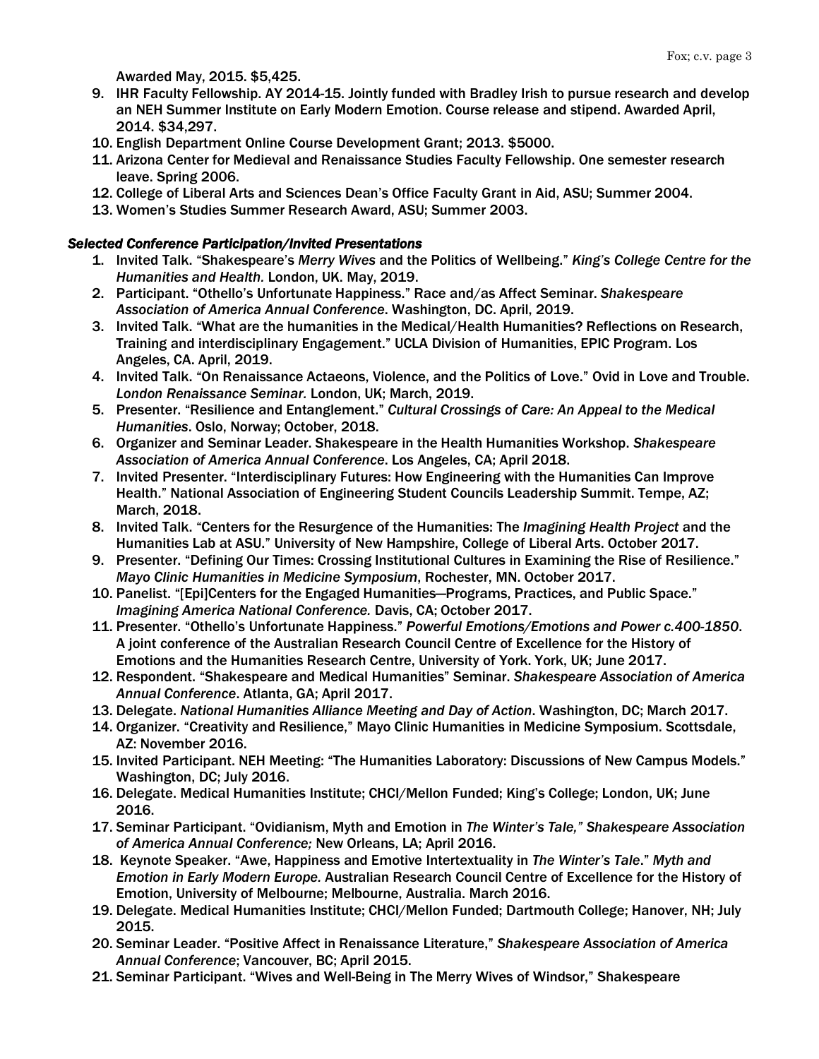Awarded May, 2015. $5,425.

9. IHR Faculty Fellowship. AY 2014-15. Jointly funded with Bradley Irish to pursue research and develop an NEH Summer Institute on Early Modern Emotion. Course release and stipend. Awarded April, 2014. $34,297.
10. English Department Online Course Development Grant; 2013. $5000.
11. Arizona Center for Medieval and Renaissance Studies Faculty Fellowship. One semester research leave. Spring 2006.
12. College of Liberal Arts and Sciences Dean's Office Faculty Grant in Aid, ASU; Summer 2004.
13. Women's Studies Summer Research Award, ASU; Summer 2003.

### *Selected Conference Participation/Invited Presentations*

1. Invited Talk. "Shakespeare's *Merry Wives* and the Politics of Wellbeing." *King's College Centre for the Humanities and Health*. London, UK. May, 2019.
2. Participant. "Othello's Unfortunate Happiness." Race and/as Affect Seminar. *Shakespeare Association of America Annual Conference*. Washington, DC. April, 2019.
3. Invited Talk. "What are the humanities in the Medical/Health Humanities? Reflections on Research, Training and interdisciplinary Engagement." UCLA Division of Humanities, EPIC Program. Los Angeles, CA. April, 2019.
4. Invited Talk. "On Renaissance Actaeons, Violence, and the Politics of Love." Ovid in Love and Trouble. *London Renaissance Seminar.* London, UK; March, 2019.
5. Presenter. "Resilience and Entanglement." *Cultural Crossings of Care: An Appeal to the Medical Humanities*. Oslo, Norway; October, 2018.
6. Organizer and Seminar Leader. Shakespeare in the Health Humanities Workshop. *Shakespeare Association of America Annual Conference*. Los Angeles, CA; April 2018.
7. Invited Presenter. "Interdisciplinary Futures: How Engineering with the Humanities Can Improve Health." National Association of Engineering Student Councils Leadership Summit. Tempe, AZ; March, 2018.
8. Invited Talk. "Centers for the Resurgence of the Humanities: The *Imagining Health Project* and the Humanities Lab at ASU." University of New Hampshire, College of Liberal Arts. October 2017.
9. Presenter. "Defining Our Times: Crossing Institutional Cultures in Examining the Rise of Resilience." *Mayo Clinic Humanities in Medicine Symposium*, Rochester, MN. October 2017.
10. Panelist. "[Epi]Centers for the Engaged Humanities—Programs, Practices, and Public Space." *Imagining America National Conference.* Davis, CA; October 2017.
11. Presenter. "Othello's Unfortunate Happiness." *Powerful Emotions/Emotions and Power c.400-1850*. A joint conference of the Australian Research Council Centre of Excellence for the History of Emotions and the Humanities Research Centre, University of York. York, UK; June 2017.
12. Respondent. "Shakespeare and Medical Humanities" Seminar. *Shakespeare Association of America Annual Conference*. Atlanta, GA; April 2017.
13. Delegate. *National Humanities Alliance Meeting and Day of Action*. Washington, DC; March 2017.
14. Organizer. "Creativity and Resilience," Mayo Clinic Humanities in Medicine Symposium. Scottsdale, AZ: November 2016.
15. Invited Participant. NEH Meeting: "The Humanities Laboratory: Discussions of New Campus Models." Washington, DC; July 2016.
16. Delegate. Medical Humanities Institute; CHCI/Mellon Funded; King's College; London, UK; June 2016.
17. Seminar Participant. "Ovidianism, Myth and Emotion in *The Winter's Tale," Shakespeare Association of America Annual Conference;* New Orleans, LA; April 2016.
18. Keynote Speaker. "Awe, Happiness and Emotive Intertextuality in *The Winter's Tale*." *Myth and Emotion in Early Modern Europe.* Australian Research Council Centre of Excellence for the History of Emotion, University of Melbourne; Melbourne, Australia. March 2016.
19. Delegate. Medical Humanities Institute; CHCI/Mellon Funded; Dartmouth College; Hanover, NH; July 2015.
20. Seminar Leader. "Positive Affect in Renaissance Literature," *Shakespeare Association of America Annual Conference*; Vancouver, BC; April 2015.
21. Seminar Participant. "Wives and Well-Being in The Merry Wives of Windsor," Shakespeare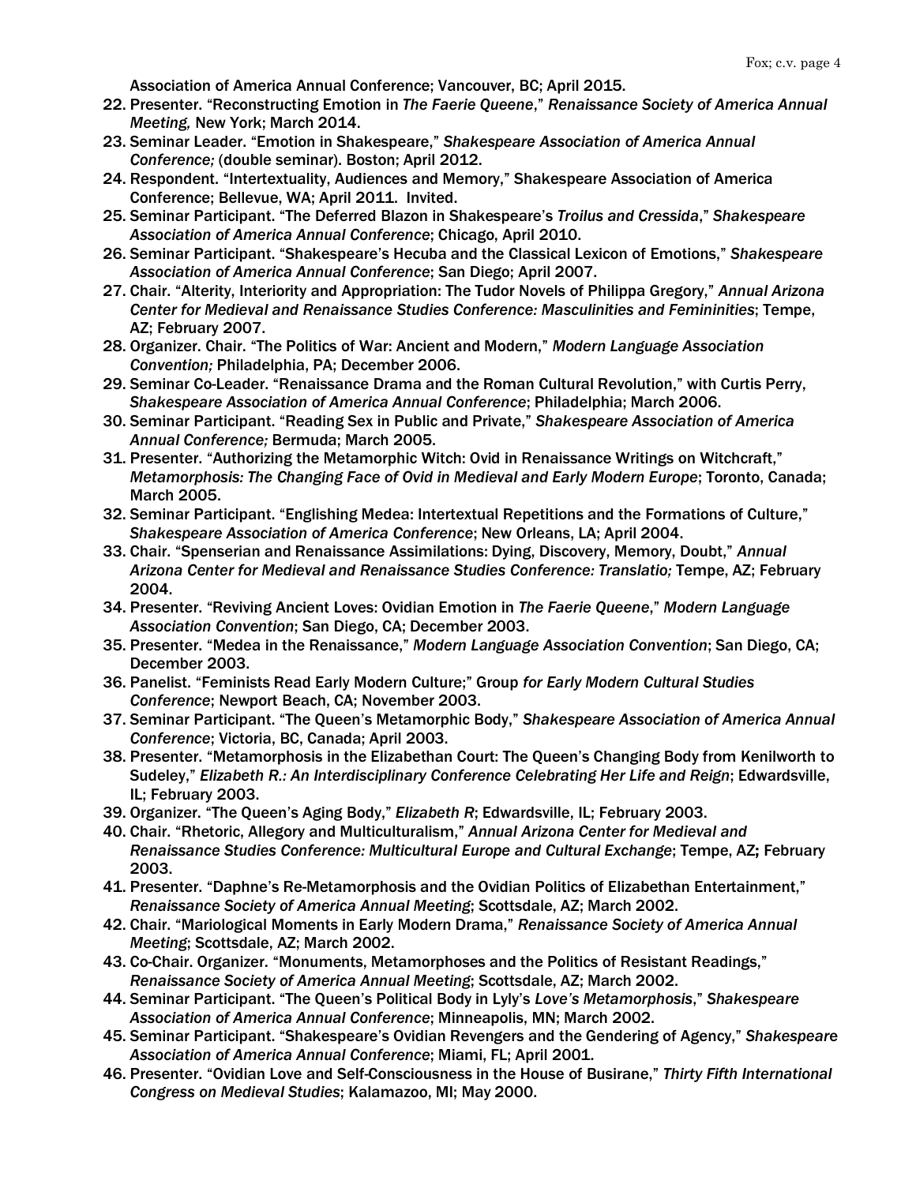Association of America Annual Conference; Vancouver, BC; April 2015.

22. Presenter. "Reconstructing Emotion in *The Faerie Queene*," *Renaissance Society of America Annual Meeting,* New York; March 2014.
23. Seminar Leader. "Emotion in Shakespeare," *Shakespeare Association of America Annual Conference;* (double seminar). Boston; April 2012.
24. Respondent. "Intertextuality, Audiences and Memory," Shakespeare Association of America Conference; Bellevue, WA; April 2011. Invited.
25. Seminar Participant. "The Deferred Blazon in Shakespeare's *Troilus and Cressida*," *Shakespeare Association of America Annual Conference*; Chicago, April 2010.
26. Seminar Participant. "Shakespeare's Hecuba and the Classical Lexicon of Emotions," *Shakespeare Association of America Annual Conference*; San Diego; April 2007.
27. Chair. "Alterity, Interiority and Appropriation: The Tudor Novels of Philippa Gregory," *Annual Arizona Center for Medieval and Renaissance Studies Conference: Masculinities and Femininities*; Tempe, AZ; February 2007.
28. Organizer. Chair. "The Politics of War: Ancient and Modern," *Modern Language Association Convention;* Philadelphia, PA; December 2006.
29. Seminar Co-Leader. "Renaissance Drama and the Roman Cultural Revolution," with Curtis Perry, *Shakespeare Association of America Annual Conference*; Philadelphia; March 2006.
30. Seminar Participant. "Reading Sex in Public and Private," *Shakespeare Association of America Annual Conference;* Bermuda; March 2005.
31. Presenter. "Authorizing the Metamorphic Witch: Ovid in Renaissance Writings on Witchcraft," *Metamorphosis: The Changing Face of Ovid in Medieval and Early Modern Europe*; Toronto, Canada; March 2005.
32. Seminar Participant. "Englishing Medea: Intertextual Repetitions and the Formations of Culture," *Shakespeare Association of America Conference*; New Orleans, LA; April 2004.
33. Chair. "Spenserian and Renaissance Assimilations: Dying, Discovery, Memory, Doubt," *Annual Arizona Center for Medieval and Renaissance Studies Conference: Translatio;* Tempe, AZ; February 2004.
34. Presenter. "Reviving Ancient Loves: Ovidian Emotion in *The Faerie Queene*," *Modern Language Association Convention*; San Diego, CA; December 2003.
35. Presenter. "Medea in the Renaissance," *Modern Language Association Convention*; San Diego, CA; December 2003.
36. Panelist. "Feminists Read Early Modern Culture;" Group *for Early Modern Cultural Studies Conference*; Newport Beach, CA; November 2003.
37. Seminar Participant. "The Queen's Metamorphic Body," *Shakespeare Association of America Annual Conference*; Victoria, BC, Canada; April 2003.
38. Presenter. "Metamorphosis in the Elizabethan Court: The Queen's Changing Body from Kenilworth to Sudeley," *Elizabeth R.: An Interdisciplinary Conference Celebrating Her Life and Reign*; Edwardsville, IL; February 2003.
39. Organizer. "The Queen's Aging Body," *Elizabeth R*; Edwardsville, IL; February 2003.
40. Chair. "Rhetoric, Allegory and Multiculturalism," *Annual Arizona Center for Medieval and Renaissance Studies Conference: Multicultural Europe and Cultural Exchange*; Tempe, AZ; February 2003.
41. Presenter. "Daphne's Re-Metamorphosis and the Ovidian Politics of Elizabethan Entertainment," *Renaissance Society of America Annual Meeting*; Scottsdale, AZ; March 2002.
42. Chair. "Mariological Moments in Early Modern Drama," *Renaissance Society of America Annual Meeting*; Scottsdale, AZ; March 2002.
43. Co-Chair. Organizer. "Monuments, Metamorphoses and the Politics of Resistant Readings," *Renaissance Society of America Annual Meeting*; Scottsdale, AZ; March 2002.
44. Seminar Participant. "The Queen's Political Body in Lyly's *Love's Metamorphosis*," *Shakespeare Association of America Annual Conference*; Minneapolis, MN; March 2002.
45. Seminar Participant. "Shakespeare's Ovidian Revengers and the Gendering of Agency," *Shakespeare Association of America Annual Conference*; Miami, FL; April 2001.
46. Presenter. "Ovidian Love and Self-Consciousness in the House of Busirane," *Thirty Fifth International Congress on Medieval Studies*; Kalamazoo, MI; May 2000.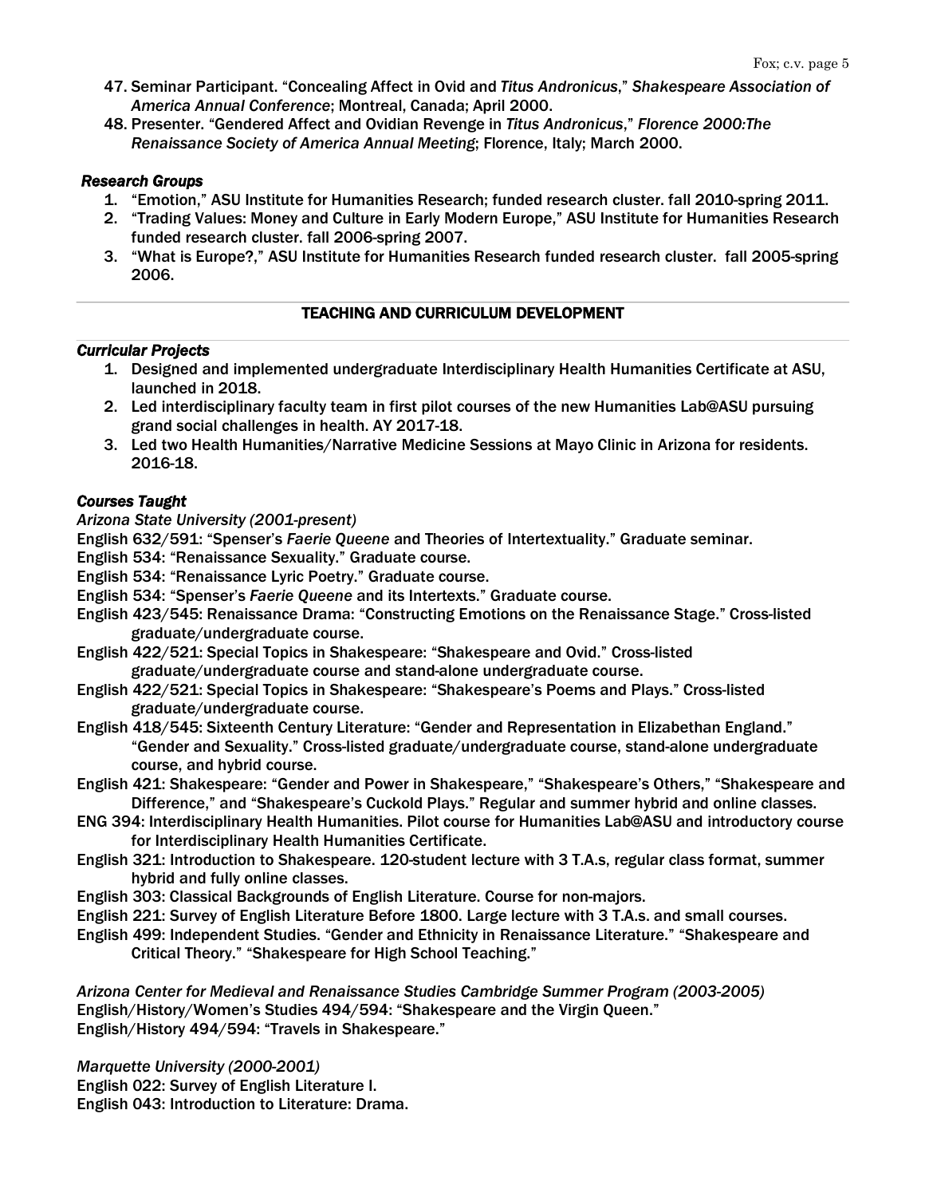47. Seminar Participant. "Concealing Affect in Ovid and *Titus Andronicus*," *Shakespeare Association of America Annual Conference*; Montreal, Canada; April 2000.
48. Presenter. "Gendered Affect and Ovidian Revenge in *Titus Andronicus*," *Florence 2000:The Renaissance Society of America Annual Meeting*; Florence, Italy; March 2000.

***Research Groups***

1. "Emotion," ASU Institute for Humanities Research; funded research cluster. fall 2010-spring 2011.
2. "Trading Values: Money and Culture in Early Modern Europe," ASU Institute for Humanities Research funded research cluster. fall 2006-spring 2007.
3. "What is Europe?," ASU Institute for Humanities Research funded research cluster. fall 2005-spring 2006.

## TEACHING AND CURRICULUM DEVELOPMENT

***Curricular Projects***

1. Designed and implemented undergraduate Interdisciplinary Health Humanities Certificate at ASU, launched in 2018.
2. Led interdisciplinary faculty team in first pilot courses of the new Humanities Lab@ASU pursuing grand social challenges in health. AY 2017-18.
3. Led two Health Humanities/Narrative Medicine Sessions at Mayo Clinic in Arizona for residents. 2016-18.

***Courses Taught***

*Arizona State University (2001-present)*

English 632/591: "Spenser's *Faerie Queene* and Theories of Intertextuality." Graduate seminar.
English 534: "Renaissance Sexuality." Graduate course.
English 534: "Renaissance Lyric Poetry." Graduate course.
English 534: "Spenser's *Faerie Queene* and its Intertexts." Graduate course.
English 423/545: Renaissance Drama: "Constructing Emotions on the Renaissance Stage." Cross-listed graduate/undergraduate course.
English 422/521: Special Topics in Shakespeare: "Shakespeare and Ovid." Cross-listed graduate/undergraduate course and stand-alone undergraduate course.
English 422/521: Special Topics in Shakespeare: "Shakespeare's Poems and Plays." Cross-listed graduate/undergraduate course.
English 418/545: Sixteenth Century Literature: "Gender and Representation in Elizabethan England." "Gender and Sexuality." Cross-listed graduate/undergraduate course, stand-alone undergraduate course, and hybrid course.
English 421: Shakespeare: "Gender and Power in Shakespeare," "Shakespeare's Others," "Shakespeare and Difference," and "Shakespeare's Cuckold Plays." Regular and summer hybrid and online classes.
ENG 394: Interdisciplinary Health Humanities. Pilot course for Humanities Lab@ASU and introductory course for Interdisciplinary Health Humanities Certificate.
English 321: Introduction to Shakespeare. 120-student lecture with 3 T.A.s, regular class format, summer hybrid and fully online classes.
English 303: Classical Backgrounds of English Literature. Course for non-majors.
English 221: Survey of English Literature Before 1800. Large lecture with 3 T.A.s. and small courses.
English 499: Independent Studies. "Gender and Ethnicity in Renaissance Literature." "Shakespeare and Critical Theory." "Shakespeare for High School Teaching."

*Arizona Center for Medieval and Renaissance Studies Cambridge Summer Program (2003-2005)*
English/History/Women's Studies 494/594: "Shakespeare and the Virgin Queen."
English/History 494/594: "Travels in Shakespeare."

*Marquette University (2000-2001)*
English 022: Survey of English Literature I.
English 043: Introduction to Literature: Drama.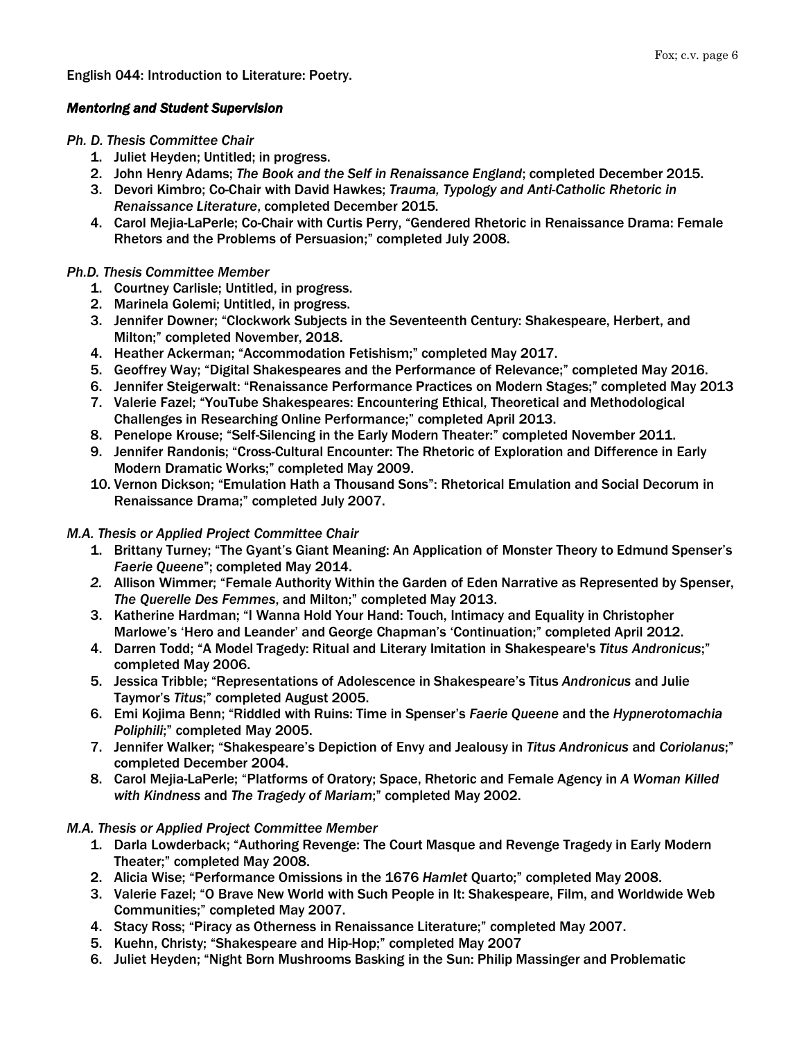English 044: Introduction to Literature: Poetry.

***Mentoring and Student Supervision***

*Ph. D. Thesis Committee Chair*

1. Juliet Heyden; Untitled; in progress.
2. John Henry Adams; *The Book and the Self in Renaissance England*; completed December 2015.
3. Devori Kimbro; Co-Chair with David Hawkes; *Trauma, Typology and Anti-Catholic Rhetoric in Renaissance Literature*, completed December 2015.
4. Carol Mejia-LaPerle; Co-Chair with Curtis Perry, "Gendered Rhetoric in Renaissance Drama: Female Rhetors and the Problems of Persuasion;" completed July 2008.

*Ph.D. Thesis Committee Member*

1. Courtney Carlisle; Untitled, in progress.
2. Marinela Golemi; Untitled, in progress.
3. Jennifer Downer; "Clockwork Subjects in the Seventeenth Century: Shakespeare, Herbert, and Milton;" completed November, 2018.
4. Heather Ackerman; "Accommodation Fetishism;" completed May 2017.
5. Geoffrey Way; "Digital Shakespeares and the Performance of Relevance;" completed May 2016.
6. Jennifer Steigerwalt: "Renaissance Performance Practices on Modern Stages;" completed May 2013
7. Valerie Fazel; "YouTube Shakespeares: Encountering Ethical, Theoretical and Methodological Challenges in Researching Online Performance;" completed April 2013.
8. Penelope Krouse; "Self-Silencing in the Early Modern Theater:" completed November 2011.
9. Jennifer Randonis; "Cross-Cultural Encounter: The Rhetoric of Exploration and Difference in Early Modern Dramatic Works;" completed May 2009.
10. Vernon Dickson; "Emulation Hath a Thousand Sons": Rhetorical Emulation and Social Decorum in Renaissance Drama;" completed July 2007.

*M.A. Thesis or Applied Project Committee Chair*

1. Brittany Turney; "The Gyant's Giant Meaning: An Application of Monster Theory to Edmund Spenser's *Faerie Queene*"; completed May 2014.
2. Allison Wimmer; "Female Authority Within the Garden of Eden Narrative as Represented by Spenser, *The Querelle Des Femmes*, and Milton;" completed May 2013.
3. Katherine Hardman; "I Wanna Hold Your Hand: Touch, Intimacy and Equality in Christopher Marlowe's 'Hero and Leander' and George Chapman's 'Continuation;" completed April 2012.
4. Darren Todd; "A Model Tragedy: Ritual and Literary Imitation in Shakespeare's *Titus Andronicus*;" completed May 2006.
5. Jessica Tribble; "Representations of Adolescence in Shakespeare's Titus *Andronicus* and Julie Taymor's *Titus*;" completed August 2005.
6. Emi Kojima Benn; "Riddled with Ruins: Time in Spenser's *Faerie Queene* and the *Hypnerotomachia Poliphili*;" completed May 2005.
7. Jennifer Walker; "Shakespeare's Depiction of Envy and Jealousy in *Titus Andronicus* and *Coriolanus*;" completed December 2004.
8. Carol Mejia-LaPerle; "Platforms of Oratory; Space, Rhetoric and Female Agency in *A Woman Killed with Kindness* and *The Tragedy of Mariam*;" completed May 2002.

*M.A. Thesis or Applied Project Committee Member*

1. Darla Lowderback; "Authoring Revenge: The Court Masque and Revenge Tragedy in Early Modern Theater;" completed May 2008.
2. Alicia Wise; "Performance Omissions in the 1676 *Hamlet* Quarto;" completed May 2008.
3. Valerie Fazel; "O Brave New World with Such People in It: Shakespeare, Film, and Worldwide Web Communities;" completed May 2007.
4. Stacy Ross; "Piracy as Otherness in Renaissance Literature;" completed May 2007.
5. Kuehn, Christy; "Shakespeare and Hip-Hop;" completed May 2007
6. Juliet Heyden; "Night Born Mushrooms Basking in the Sun: Philip Massinger and Problematic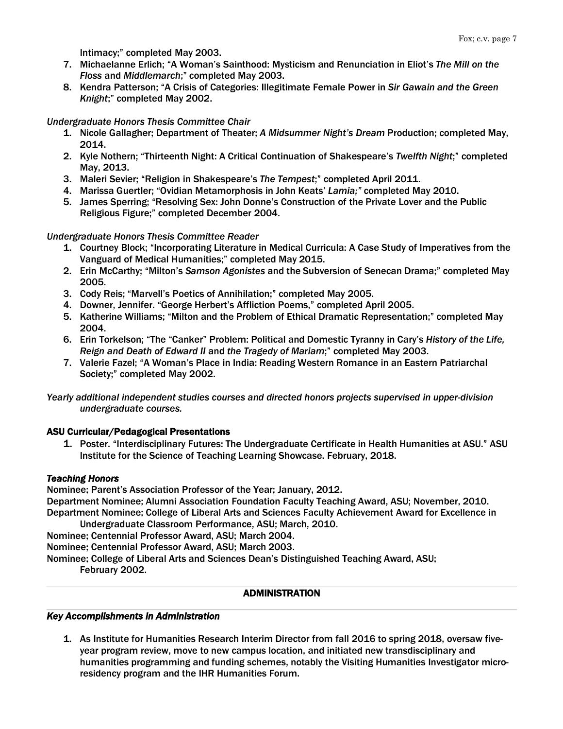Intimacy;" completed May 2003.

7. Michaelanne Erlich; "A Woman's Sainthood: Mysticism and Renunciation in Eliot's *The Mill on the Floss* and *Middlemarch*;" completed May 2003.
8. Kendra Patterson; "A Crisis of Categories: Illegitimate Female Power in *Sir Gawain and the Green Knight*;" completed May 2002.

*Undergraduate Honors Thesis Committee Chair*

1. Nicole Gallagher; Department of Theater; *A Midsummer Night's Dream* Production; completed May, 2014.
2. Kyle Nothern; "Thirteenth Night: A Critical Continuation of Shakespeare's *Twelfth Night*;" completed May, 2013.
3. Maleri Sevier; "Religion in Shakespeare's *The Tempest*;" completed April 2011.
4. Marissa Guertler; "Ovidian Metamorphosis in John Keats' *Lamia;"* completed May 2010.
5. James Sperring; "Resolving Sex: John Donne's Construction of the Private Lover and the Public Religious Figure;" completed December 2004.

*Undergraduate Honors Thesis Committee Reader*

1. Courtney Block; "Incorporating Literature in Medical Curricula: A Case Study of Imperatives from the Vanguard of Medical Humanities;" completed May 2015.
2. Erin McCarthy; "Milton's *Samson Agonistes* and the Subversion of Senecan Drama;" completed May 2005.
3. Cody Reis; "Marvell's Poetics of Annihilation;" completed May 2005.
4. Downer, Jennifer. "George Herbert's Affliction Poems," completed April 2005.
5. Katherine Williams; "Milton and the Problem of Ethical Dramatic Representation;" completed May 2004.
6. Erin Torkelson; "The "Canker" Problem: Political and Domestic Tyranny in Cary's *History of the Life, Reign and Death of Edward II* and *the Tragedy of Mariam*;" completed May 2003.
7. Valerie Fazel; "A Woman's Place in India: Reading Western Romance in an Eastern Patriarchal Society;" completed May 2002.

*Yearly additional independent studies courses and directed honors projects supervised in upper-division undergraduate courses.*

**ASU Curricular/Pedagogical Presentations**

1. Poster. "Interdisciplinary Futures: The Undergraduate Certificate in Health Humanities at ASU." ASU Institute for the Science of Teaching Learning Showcase. February, 2018.

***Teaching Honors***

Nominee; Parent's Association Professor of the Year; January, 2012.
Department Nominee; Alumni Association Foundation Faculty Teaching Award, ASU; November, 2010.
Department Nominee; College of Liberal Arts and Sciences Faculty Achievement Award for Excellence in Undergraduate Classroom Performance, ASU; March, 2010.
Nominee; Centennial Professor Award, ASU; March 2004.
Nominee; Centennial Professor Award, ASU; March 2003.
Nominee; College of Liberal Arts and Sciences Dean's Distinguished Teaching Award, ASU; February 2002.

## ADMINISTRATION

***Key Accomplishments in Administration***

1. As Institute for Humanities Research Interim Director from fall 2016 to spring 2018, oversaw five-year program review, move to new campus location, and initiated new transdisciplinary and humanities programming and funding schemes, notably the Visiting Humanities Investigator micro-residency program and the IHR Humanities Forum.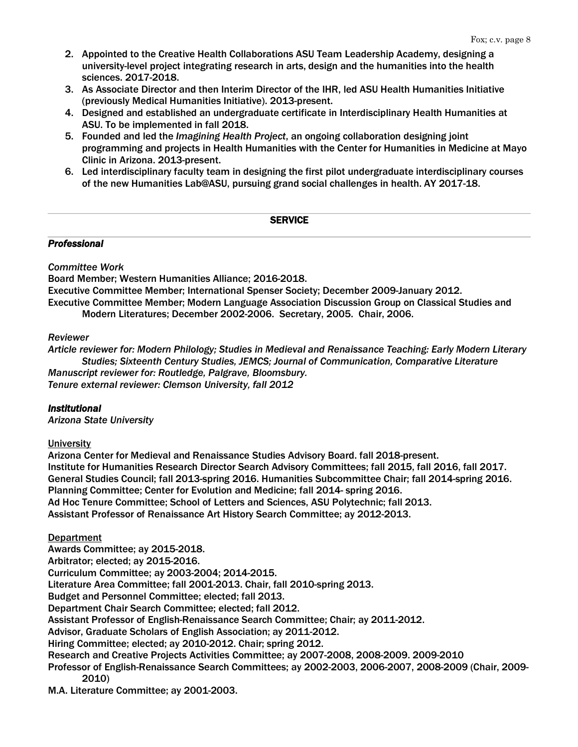2. Appointed to the Creative Health Collaborations ASU Team Leadership Academy, designing a university-level project integrating research in arts, design and the humanities into the health sciences. 2017-2018.
3. As Associate Director and then Interim Director of the IHR, led ASU Health Humanities Initiative (previously Medical Humanities Initiative). 2013-present.
4. Designed and established an undergraduate certificate in Interdisciplinary Health Humanities at ASU. To be implemented in fall 2018.
5. Founded and led the *Imagining Health Project*, an ongoing collaboration designing joint programming and projects in Health Humanities with the Center for Humanities in Medicine at Mayo Clinic in Arizona. 2013-present.
6. Led interdisciplinary faculty team in designing the first pilot undergraduate interdisciplinary courses of the new Humanities Lab@ASU, pursuing grand social challenges in health. AY 2017-18.

## SERVICE

### *Professional*

*Committee Work*

Board Member; Western Humanities Alliance; 2016-2018.

Executive Committee Member; International Spenser Society; December 2009-January 2012.

Executive Committee Member; Modern Language Association Discussion Group on Classical Studies and Modern Literatures; December 2002-2006. Secretary, 2005. Chair, 2006.

*Reviewer*

*Article reviewer for: Modern Philology; Studies in Medieval and Renaissance Teaching: Early Modern Literary Studies; Sixteenth Century Studies, JEMCS; Journal of Communication, Comparative Literature*

*Manuscript reviewer for: Routledge, Palgrave, Bloomsbury.*

*Tenure external reviewer: Clemson University, fall 2012*

### *Institutional*

*Arizona State University*

<u>University</u>

Arizona Center for Medieval and Renaissance Studies Advisory Board. fall 2018-present.

Institute for Humanities Research Director Search Advisory Committees; fall 2015, fall 2016, fall 2017.

General Studies Council; fall 2013-spring 2016. Humanities Subcommittee Chair; fall 2014-spring 2016.

Planning Committee; Center for Evolution and Medicine; fall 2014- spring 2016.

Ad Hoc Tenure Committee; School of Letters and Sciences, ASU Polytechnic; fall 2013.

Assistant Professor of Renaissance Art History Search Committee; ay 2012-2013.

<u>Department</u>

Awards Committee; ay 2015-2018.

Arbitrator; elected; ay 2015-2016.

Curriculum Committee; ay 2003-2004; 2014-2015.

Literature Area Committee; fall 2001-2013. Chair, fall 2010-spring 2013.

Budget and Personnel Committee; elected; fall 2013.

Department Chair Search Committee; elected; fall 2012.

Assistant Professor of English-Renaissance Search Committee; Chair; ay 2011-2012.

Advisor, Graduate Scholars of English Association; ay 2011-2012.

Hiring Committee; elected; ay 2010-2012. Chair; spring 2012.

Research and Creative Projects Activities Committee; ay 2007-2008, 2008-2009. 2009-2010

Professor of English-Renaissance Search Committees; ay 2002-2003, 2006-2007, 2008-2009 (Chair, 2009-2010)

M.A. Literature Committee; ay 2001-2003.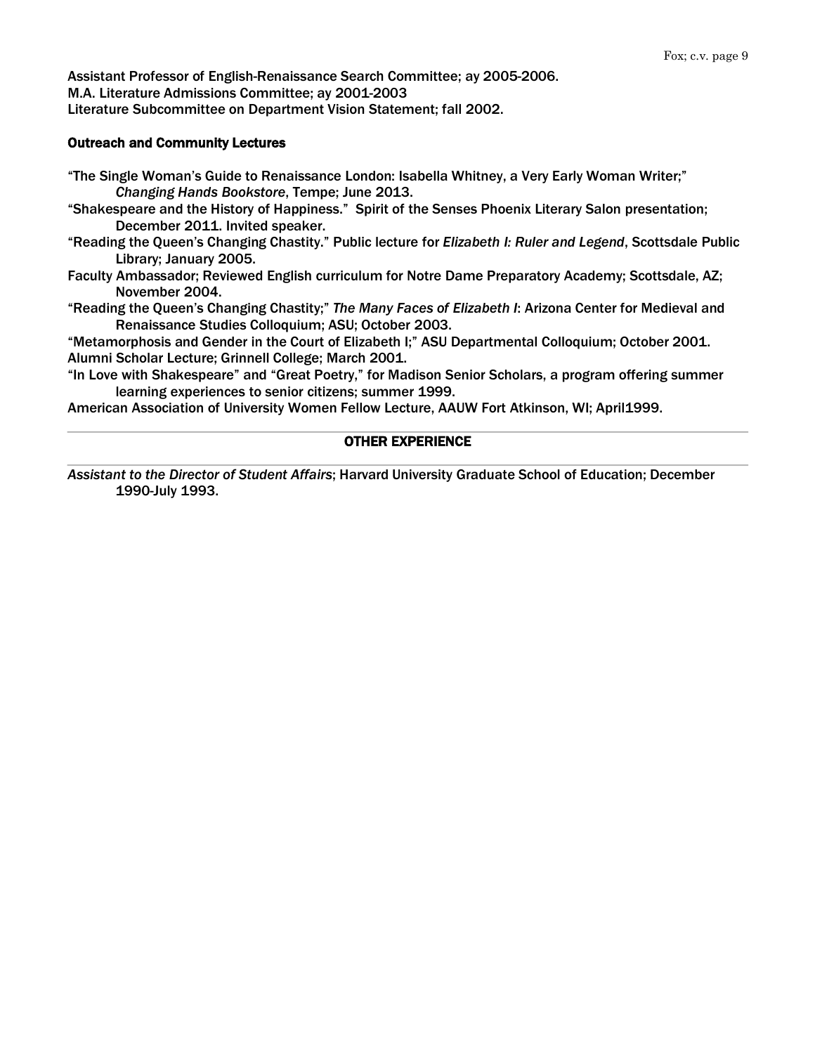Assistant Professor of English-Renaissance Search Committee; ay 2005-2006.
M.A. Literature Admissions Committee; ay 2001-2003
Literature Subcommittee on Department Vision Statement; fall 2002.

### Outreach and Community Lectures

“The Single Woman’s Guide to Renaissance London: Isabella Whitney, a Very Early Woman Writer;” *Changing Hands Bookstore*, Tempe; June 2013.

“Shakespeare and the History of Happiness.” Spirit of the Senses Phoenix Literary Salon presentation; December 2011. Invited speaker.

“Reading the Queen’s Changing Chastity.” Public lecture for *Elizabeth I: Ruler and Legend*, Scottsdale Public Library; January 2005.

Faculty Ambassador; Reviewed English curriculum for Notre Dame Preparatory Academy; Scottsdale, AZ; November 2004.

“Reading the Queen’s Changing Chastity;” *The Many Faces of Elizabeth I*: Arizona Center for Medieval and Renaissance Studies Colloquium; ASU; October 2003.

“Metamorphosis and Gender in the Court of Elizabeth I;” ASU Departmental Colloquium; October 2001.

Alumni Scholar Lecture; Grinnell College; March 2001.

“In Love with Shakespeare” and “Great Poetry,” for Madison Senior Scholars, a program offering summer learning experiences to senior citizens; summer 1999.

American Association of University Women Fellow Lecture, AAUW Fort Atkinson, WI; April1999.

## OTHER EXPERIENCE

*Assistant to the Director of Student Affairs*; Harvard University Graduate School of Education; December 1990-July 1993.